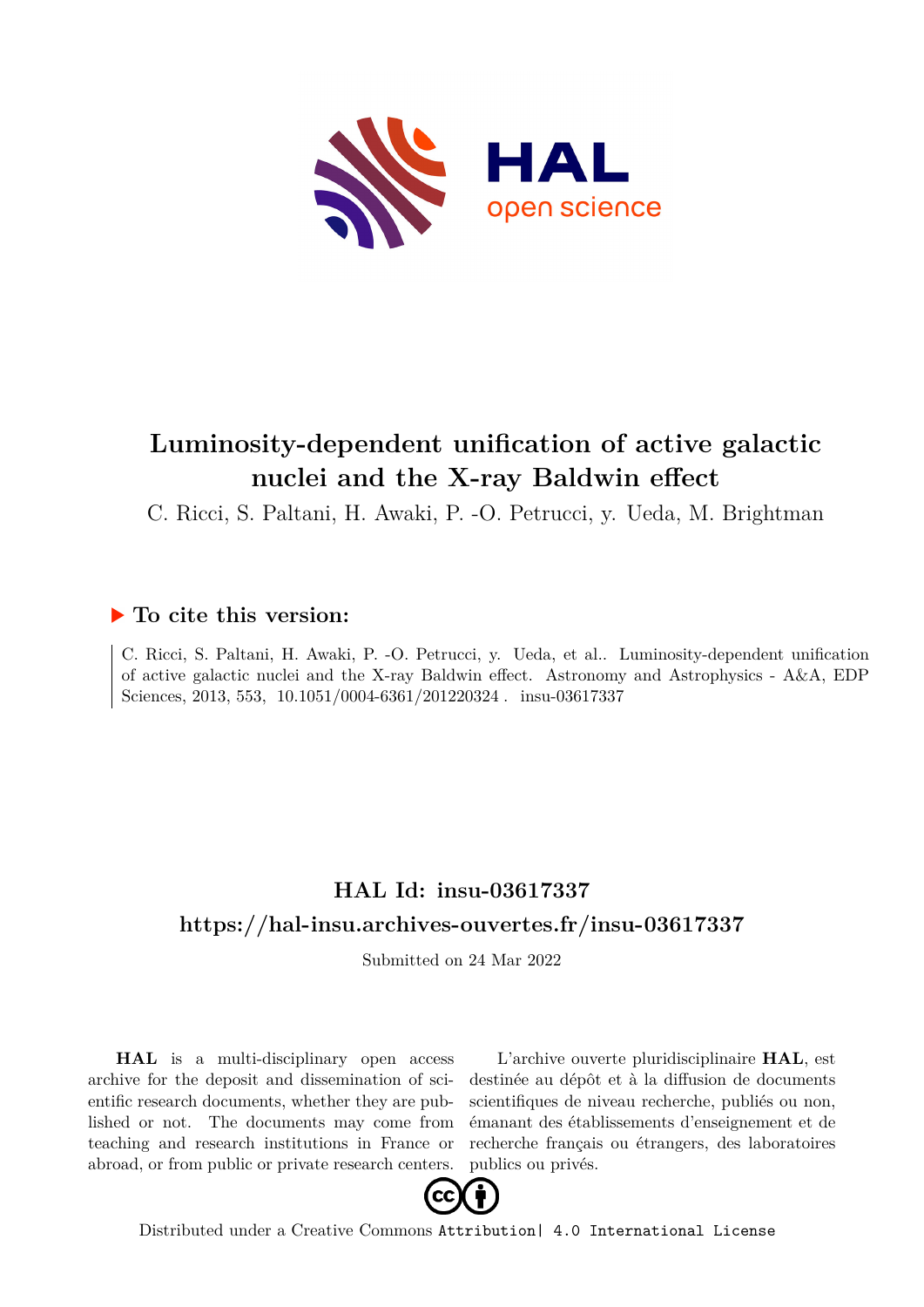# Luminosity-dependent unification of active galactic nuclei and the X-ray Baldwin effect

C. Ricci, S. Paltani, H. Awaki, P. -O. Petrucci, y. Ueda, M. Brightman

## ▶ To cite this version:

C. Ricci, S. Paltani, H. Awaki, P. -O. Petrucci, y. Ueda, et al.. Luminosity-dependent unification of active galactic nuclei and the X-ray Baldwin effect. Astronomy and Astrophysics - A&A, EDP Sciences, 2013, 553, 10.1051/0004-6361/201220324 . insu-03617337

## HAL Id: insu-03617337

## https://hal-insu.archives-ouvertes.fr/insu-03617337

Submitted on 24 Mar 2022

**HAL** is a multi-disciplinary open access archive for the deposit and dissemination of scientific research documents, whether they are published or not. The documents may come from teaching and research institutions in France or abroad, or from public or private research centers.

L'archive ouverte pluridisciplinaire **HAL**, est destinée au dépôt et à la diffusion de documents scientifiques de niveau recherche, publiés ou non, émanant des établissements d'enseignement et de recherche français ou étrangers, des laboratoires publics ou privés.

Distributed under a Creative Commons Attribution| 4.0 International License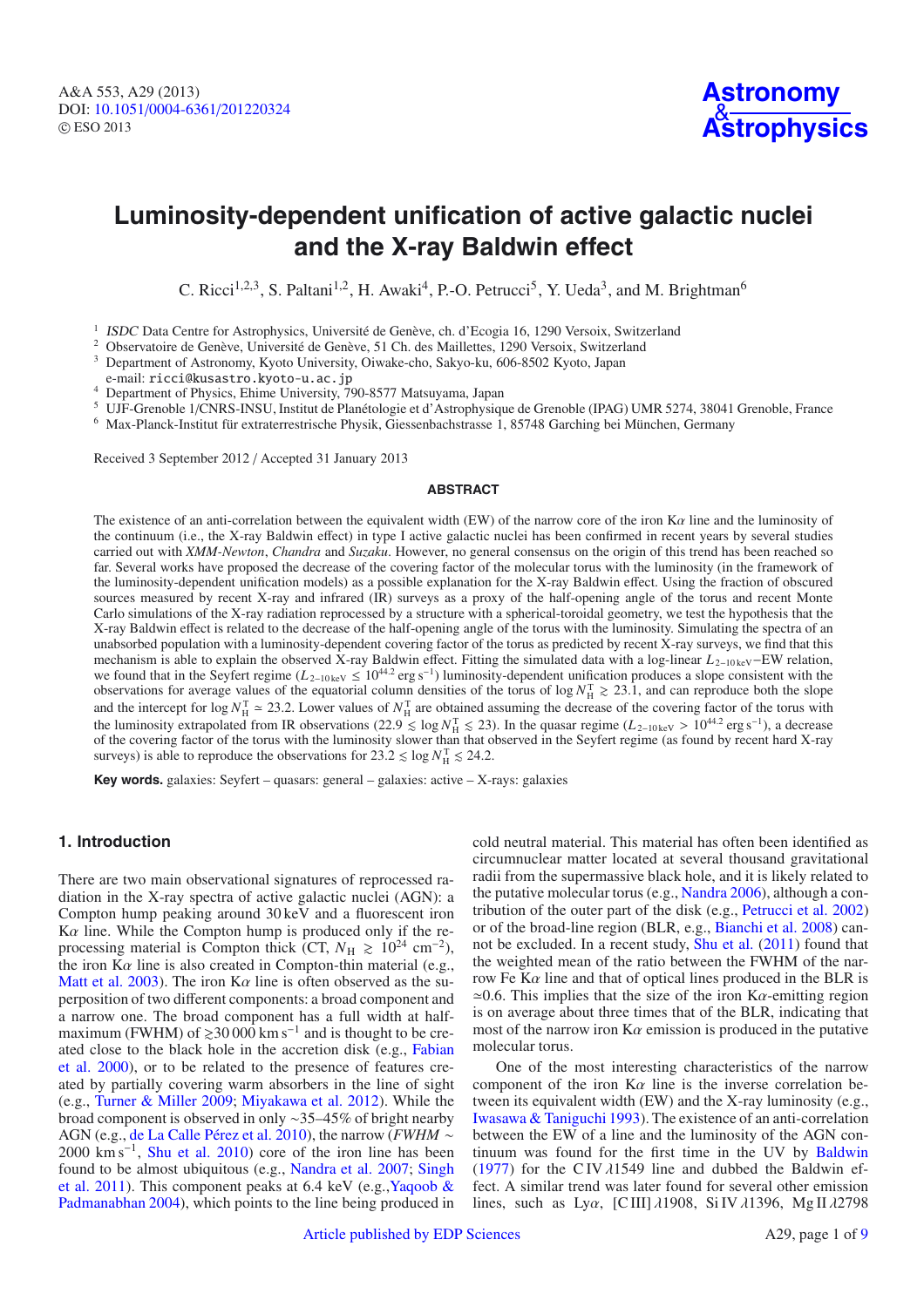# Luminosity-dependent unification of active galactic nuclei and the X-ray Baldwin effect

C. Ricci[1,2,3], S. Paltani[1,2], H. Awaki[4], P.-O. Petrucci[5], Y. Ueda[3], and M. Brightman[6]

[1] *ISDC* Data Centre for Astrophysics, Université de Genève, ch. d'Ecogia 16, 1290 Versoix, Switzerland
[2] Observatoire de Genève, Université de Genève, 51 Ch. des Maillettes, 1290 Versoix, Switzerland
[3] Department of Astronomy, Kyoto University, Oiwake-cho, Sakyo-ku, 606-8502 Kyoto, Japan
e-mail: ricci@kusastro.kyoto-u.ac.jp
[4] Department of Physics, Ehime University, 790-8577 Matsuyama, Japan
[5] UJF-Grenoble 1/CNRS-INSU, Institut de Planétologie et d'Astrophysique de Grenoble (IPAG) UMR 5274, 38041 Grenoble, France
[6] Max-Planck-Institut für extraterrestrische Physik, Giessenbachstrasse 1, 85748 Garching bei München, Germany

Received 3 September 2012 / Accepted 31 January 2013

## ABSTRACT

The existence of an anti-correlation between the equivalent width (EW) of the narrow core of the iron K$\alpha$ line and the luminosity of the continuum (i.e., the X-ray Baldwin effect) in type I active galactic nuclei has been confirmed in recent years by several studies carried out with *XMM-Newton*, *Chandra* and *Suzaku*. However, no general consensus on the origin of this trend has been reached so far. Several works have proposed the decrease of the covering factor of the molecular torus with the luminosity (in the framework of the luminosity-dependent unification models) as a possible explanation for the X-ray Baldwin effect. Using the fraction of obscured sources measured by recent X-ray and infrared (IR) surveys as a proxy of the half-opening angle of the torus and recent Monte Carlo simulations of the X-ray radiation reprocessed by a structure with a spherical-toroidal geometry, we test the hypothesis that the X-ray Baldwin effect is related to the decrease of the half-opening angle of the torus with the luminosity. Simulating the spectra of an unabsorbed population with a luminosity-dependent covering factor of the torus as predicted by recent X-ray surveys, we find that this mechanism is able to explain the observed X-ray Baldwin effect. Fitting the simulated data with a log-linear $L_{2-10\,\mathrm{keV}}$–EW relation, we found that in the Seyfert regime ($L_{2-10\,\mathrm{keV}} \leq 10^{44.2}$ erg s$^{-1}$) luminosity-dependent unification produces a slope consistent with the observations for average values of the equatorial column densities of the torus of $\log N_{\mathrm{H}}^{\mathrm{T}} \gtrsim 23.1$, and can reproduce both the slope and the intercept for $\log N_{\mathrm{H}}^{\mathrm{T}} \simeq 23.2$. Lower values of $N_{\mathrm{H}}^{\mathrm{T}}$ are obtained assuming the decrease of the covering factor of the torus with the luminosity extrapolated from IR observations ($22.9 \lesssim \log N_{\mathrm{H}}^{\mathrm{T}} \lesssim 23$). In the quasar regime ($L_{2-10\,\mathrm{keV}} > 10^{44.2}$ erg s$^{-1}$), a decrease of the covering factor of the torus with the luminosity slower than that observed in the Seyfert regime (as found by recent hard X-ray surveys) is able to reproduce the observations for $23.2 \lesssim \log N_{\mathrm{H}}^{\mathrm{T}} \lesssim 24.2$.

**Key words.** galaxies: Seyfert – quasars: general – galaxies: active – X-rays: galaxies

## 1. Introduction

There are two main observational signatures of reprocessed radiation in the X-ray spectra of active galactic nuclei (AGN): a Compton hump peaking around 30 keV and a fluorescent iron K$\alpha$ line. While the Compton hump is produced only if the reprocessing material is Compton thick (CT, $N_{\mathrm{H}} \gtrsim 10^{24}$ cm$^{-2}$), the iron K$\alpha$ line is also created in Compton-thin material (e.g., Matt et al. 2003). The iron K$\alpha$ line is often described as the superposition of two different components: a broad component and a narrow one. The broad component has a full width at half-maximum (FWHM) of $\gtrsim$30 000 km s$^{-1}$ and is thought to be created close to the black hole in the accretion disk (e.g., Fabian et al. 2000), or to be related to the presence of features created by partially covering warm absorbers in the line of sight (e.g., Turner & Miller 2009; Miyakawa et al. 2012). While the broad component is observed in only ~35–45% of bright nearby AGN (e.g., de La Calle Pérez et al. 2010), the narrow (*FWHM* ~ 2000 km s$^{-1}$, Shu et al. 2010) core of the iron line has been found to be almost ubiquitous (e.g., Nandra et al. 2007; Singh et al. 2011). This component peaks at 6.4 keV (e.g.,Yaqoob & Padmanabhan 2004), which points to the line being produced in cold neutral material. This material has often been identified as circumnuclear matter located at several thousand gravitational radii from the supermassive black hole, and it is likely related to the putative molecular torus (e.g., Nandra 2006), although a contribution of the outer part of the disk (e.g., Petrucci et al. 2002) or of the broad-line region (BLR, e.g., Bianchi et al. 2008) cannot be excluded. In a recent study, Shu et al. (2011) found that the weighted mean of the ratio between the FWHM of the narrow Fe K$\alpha$ line and that of optical lines produced in the BLR is $\simeq$0.6. This implies that the size of the iron K$\alpha$-emitting region is on average about three times that of the BLR, indicating that most of the narrow iron K$\alpha$ emission is produced in the putative molecular torus.

One of the most interesting characteristics of the narrow component of the iron K$\alpha$ line is the inverse correlation between its equivalent width (EW) and the X-ray luminosity (e.g., Iwasawa & Taniguchi 1993). The existence of an anti-correlation between the EW of a line and the luminosity of the AGN continuum was found for the first time in the UV by Baldwin (1977) for the C IV $\lambda$1549 line and dubbed the Baldwin effect. A similar trend was later found for several other emission lines, such as Ly$\alpha$, [C III] $\lambda$1908, Si IV $\lambda$1396, Mg II $\lambda$2798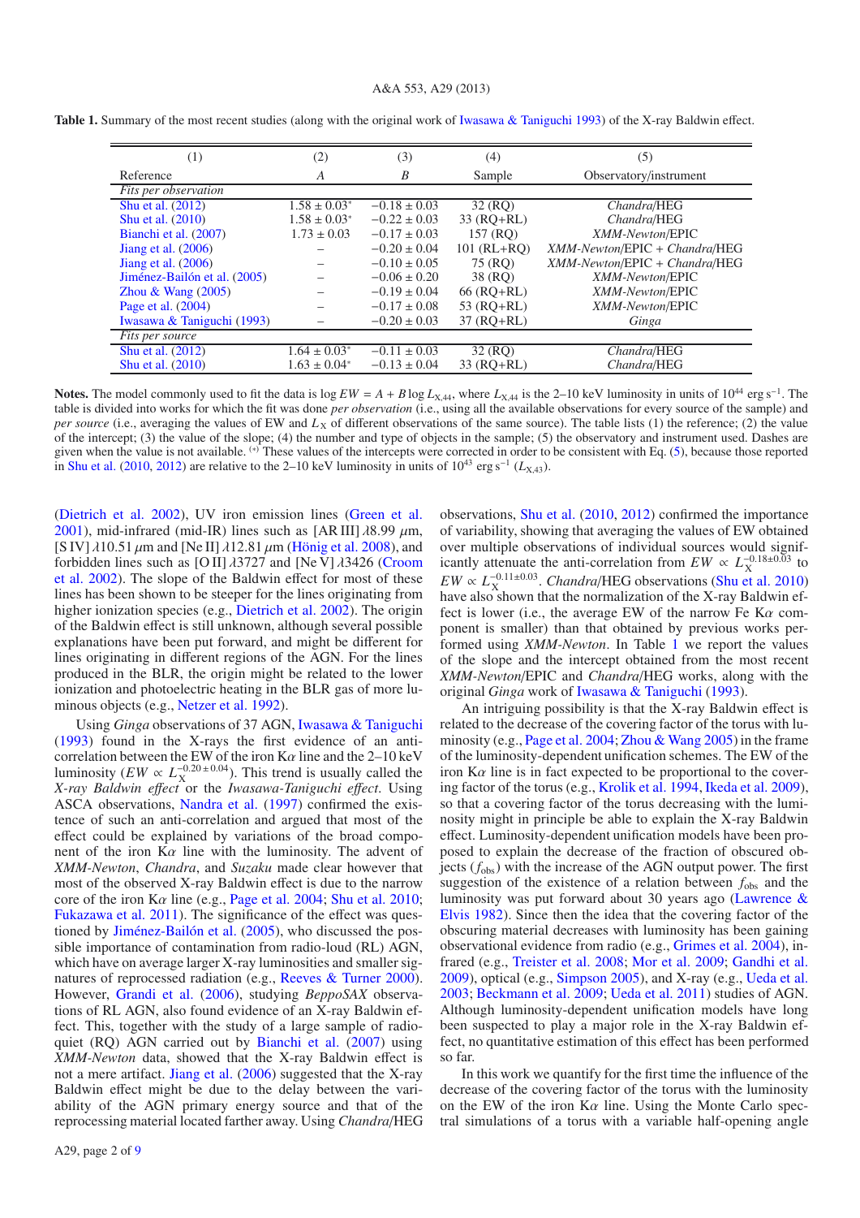**Table 1.** Summary of the most recent studies (along with the original work of Iwasawa & Taniguchi 1993) of the X-ray Baldwin effect.

| (1) | (2) | (3) | (4) | (5) |
|---|---|---|---|---|
| Reference | $A$ | $B$ | Sample | Observatory/instrument |
| *Fits per observation* | | | | |
| Shu et al. (2012) | $1.58 \pm 0.03^{*}$ | $-0.18 \pm 0.03$ | 32 (RQ) | *Chandra*/HEG |
| Shu et al. (2010) | $1.58 \pm 0.03^{*}$ | $-0.22 \pm 0.03$ | 33 (RQ+RL) | *Chandra*/HEG |
| Bianchi et al. (2007) | $1.73 \pm 0.03$ | $-0.17 \pm 0.03$ | 157 (RQ) | *XMM-Newton*/EPIC |
| Jiang et al. (2006) | – | $-0.20 \pm 0.04$ | 101 (RL+RQ) | *XMM-Newton*/EPIC + *Chandra*/HEG |
| Jiang et al. (2006) | – | $-0.10 \pm 0.05$ | 75 (RQ) | *XMM-Newton*/EPIC + *Chandra*/HEG |
| Jiménez-Bailón et al. (2005) | – | $-0.06 \pm 0.20$ | 38 (RQ) | *XMM-Newton*/EPIC |
| Zhou & Wang (2005) | – | $-0.19 \pm 0.04$ | 66 (RQ+RL) | *XMM-Newton*/EPIC |
| Page et al. (2004) | – | $-0.17 \pm 0.08$ | 53 (RQ+RL) | *XMM-Newton*/EPIC |
| Iwasawa & Taniguchi (1993) | – | $-0.20 \pm 0.03$ | 37 (RQ+RL) | *Ginga* |
| *Fits per source* | | | | |
| Shu et al. (2012) | $1.64 \pm 0.03^{*}$ | $-0.11 \pm 0.03$ | 32 (RQ) | *Chandra*/HEG |
| Shu et al. (2010) | $1.63 \pm 0.04^{*}$ | $-0.13 \pm 0.04$ | 33 (RQ+RL) | *Chandra*/HEG |

**Notes.** The model commonly used to fit the data is $\log EW = A + B \log L_{\rm X,44}$, where $L_{\rm X,44}$ is the 2–10 keV luminosity in units of $10^{44}$ erg s$^{-1}$. The table is divided into works for which the fit was done *per observation* (i.e., using all the available observations for every source of the sample) and *per source* (i.e., averaging the values of EW and $L_{\rm X}$ of different observations of the same source). The table lists (1) the reference; (2) the value of the intercept; (3) the value of the slope; (4) the number and type of objects in the sample; (5) the observatory and instrument used. Dashes are given when the value is not available. $^{(*)}$ These values of the intercepts were corrected in order to be consistent with Eq. (5), because those reported in Shu et al. (2010, 2012) are relative to the 2–10 keV luminosity in units of $10^{43}$ erg s$^{-1}$ ($L_{\rm X,43}$).

(Dietrich et al. 2002), UV iron emission lines (Green et al. 2001), mid-infrared (mid-IR) lines such as [Ar III] $\lambda 8.99\ \mu$m, [S IV] $\lambda 10.51\ \mu$m and [Ne II] $\lambda 12.81\ \mu$m (Hönig et al. 2008), and forbidden lines such as [O II] $\lambda 3727$ and [Ne V] $\lambda 3426$ (Croom et al. 2002). The slope of the Baldwin effect for most of these lines has been shown to be steeper for the lines originating from higher ionization species (e.g., Dietrich et al. 2002). The origin of the Baldwin effect is still unknown, although several possible explanations have been put forward, and might be different for lines originating in different regions of the AGN. For the lines produced in the BLR, the origin might be related to the lower ionization and photoelectric heating in the BLR gas of more luminous objects (e.g., Netzer et al. 1992).

Using *Ginga* observations of 37 AGN, Iwasawa & Taniguchi (1993) found in the X-rays the first evidence of an anti-correlation between the EW of the iron K$\alpha$ line and the 2–10 keV luminosity ($EW \propto L_{\rm X}^{-0.20\pm0.04}$). This trend is usually called the *X-ray Baldwin effect* or the *Iwasawa-Taniguchi effect*. Using ASCA observations, Nandra et al. (1997) confirmed the existence of such an anti-correlation and argued that most of the effect could be explained by variations of the broad component of the iron K$\alpha$ line with the luminosity. The advent of *XMM-Newton*, *Chandra*, and *Suzaku* made clear however that most of the observed X-ray Baldwin effect is due to the narrow core of the iron K$\alpha$ line (e.g., Page et al. 2004; Shu et al. 2010; Fukazawa et al. 2011). The significance of the effect was questioned by Jiménez-Bailón et al. (2005), who discussed the possible importance of contamination from radio-loud (RL) AGN, which have on average larger X-ray luminosities and smaller signatures of reprocessed radiation (e.g., Reeves & Turner 2000). However, Grandi et al. (2006), studying *BeppoSAX* observations of RL AGN, also found evidence of an X-ray Baldwin effect. This, together with the study of a large sample of radio-quiet (RQ) AGN carried out by Bianchi et al. (2007) using *XMM-Newton* data, showed that the X-ray Baldwin effect is not a mere artifact. Jiang et al. (2006) suggested that the X-ray Baldwin effect might be due to the delay between the variability of the AGN primary energy source and that of the reprocessing material located farther away. Using *Chandra*/HEG observations, Shu et al. (2010, 2012) confirmed the importance of variability, showing that averaging the values of EW obtained over multiple observations of individual sources would significantly attenuate the anti-correlation from $EW \propto L_{\rm X}^{-0.18\pm0.03}$ to $EW \propto L_{\rm X}^{-0.11\pm0.03}$. *Chandra*/HEG observations (Shu et al. 2010) have also shown that the normalization of the X-ray Baldwin effect is lower (i.e., the average EW of the narrow Fe K$\alpha$ component is smaller) than that obtained by previous works performed using *XMM-Newton*. In Table 1 we report the values of the slope and the intercept obtained from the most recent *XMM-Newton*/EPIC and *Chandra*/HEG works, along with the original *Ginga* work of Iwasawa & Taniguchi (1993).

An intriguing possibility is that the X-ray Baldwin effect is related to the decrease of the covering factor of the torus with luminosity (e.g., Page et al. 2004; Zhou & Wang 2005) in the frame of the luminosity-dependent unification schemes. The EW of the iron K$\alpha$ line is in fact expected to be proportional to the covering factor of the torus (e.g., Krolik et al. 1994, Ikeda et al. 2009), so that a covering factor of the torus decreasing with the luminosity might in principle be able to explain the X-ray Baldwin effect. Luminosity-dependent unification models have been proposed to explain the decrease of the fraction of obscured objects ($f_{\rm obs}$) with the increase of the AGN output power. The first suggestion of the existence of a relation between $f_{\rm obs}$ and the luminosity was put forward about 30 years ago (Lawrence & Elvis 1982). Since then the idea that the covering factor of the obscuring material decreases with luminosity has been gaining observational evidence from radio (e.g., Grimes et al. 2004), infrared (e.g., Treister et al. 2008; Mor et al. 2009; Gandhi et al. 2009), optical (e.g., Simpson 2005), and X-ray (e.g., Ueda et al. 2003; Beckmann et al. 2009; Ueda et al. 2011) studies of AGN. Although luminosity-dependent unification models have long been suspected to play a major role in the X-ray Baldwin effect, no quantitative estimation of this effect has been performed so far.

In this work we quantify for the first time the influence of the decrease of the covering factor of the torus with the luminosity on the EW of the iron K$\alpha$ line. Using the Monte Carlo spectral simulations of a torus with a variable half-opening angle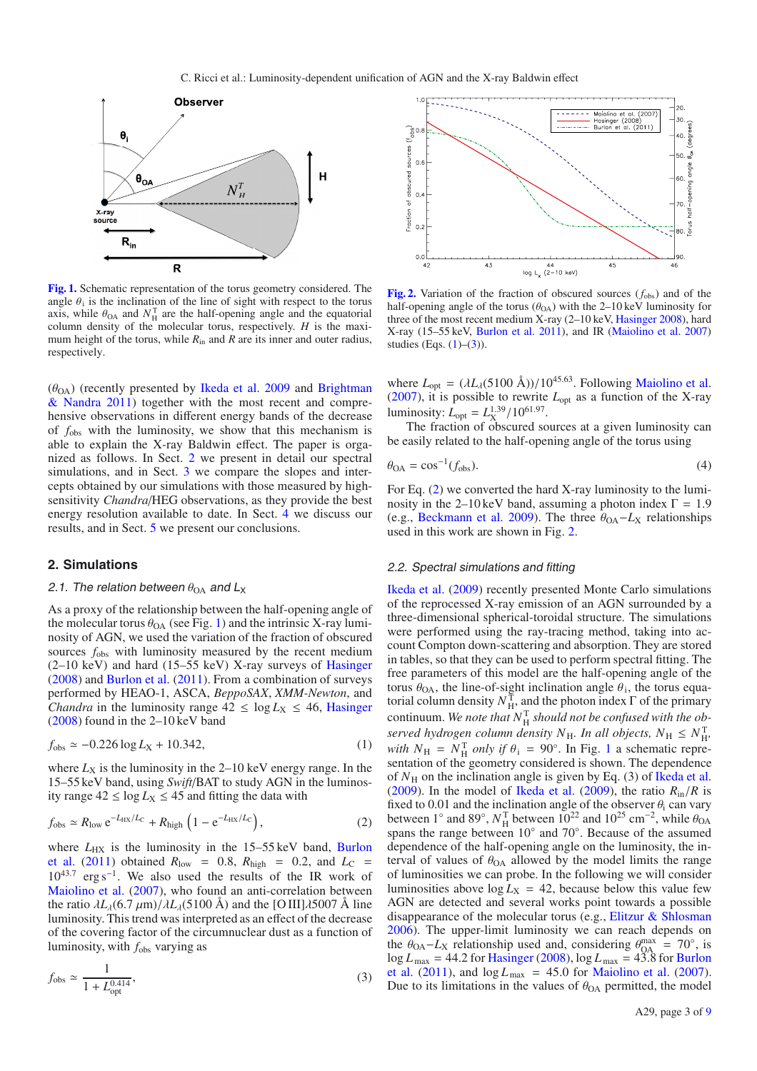**Fig. 1.** Schematic representation of the torus geometry considered. The angle $\theta_{\rm i}$ is the inclination of the line of sight with respect to the torus axis, while $\theta_{\rm OA}$ and $N_{\rm H}^{\rm T}$ are the half-opening angle and the equatorial column density of the molecular torus, respectively. $H$ is the maximum height of the torus, while $R_{\rm in}$ and $R$ are its inner and outer radius, respectively.

**Fig. 2.** Variation of the fraction of obscured sources ($f_{\rm obs}$) and of the half-opening angle of the torus ($\theta_{\rm OA}$) with the 2–10 keV luminosity for three of the most recent medium X-ray (2–10 keV, Hasinger 2008), hard X-ray (15–55 keV, Burlon et al. 2011), and IR (Maiolino et al. 2007) studies (Eqs. (1)–(3)).

($\theta_{\rm OA}$) (recently presented by Ikeda et al. 2009 and Brightman & Nandra 2011) together with the most recent and comprehensive observations in different energy bands of the decrease of $f_{\rm obs}$ with the luminosity, we show that this mechanism is able to explain the X-ray Baldwin effect. The paper is organized as follows. In Sect. 2 we present in detail our spectral simulations, and in Sect. 3 we compare the slopes and intercepts obtained by our simulations with those measured by high-sensitivity *Chandra*/HEG observations, as they provide the best energy resolution available to date. In Sect. 4 we discuss our results, and in Sect. 5 we present our conclusions.

## 2. Simulations

### 2.1. The relation between $\theta_{\rm OA}$ and $L_{\rm X}$

As a proxy of the relationship between the half-opening angle of the molecular torus $\theta_{\rm OA}$ (see Fig. 1) and the intrinsic X-ray luminosity of AGN, we used the variation of the fraction of obscured sources $f_{\rm obs}$ with luminosity measured by the recent medium (2–10 keV) and hard (15–55 keV) X-ray surveys of Hasinger (2008) and Burlon et al. (2011). From a combination of surveys performed by HEAO-1, ASCA, *BeppoSAX*, *XMM-Newton*, and *Chandra* in the luminosity range $42 \leq \log L_{\rm X} \leq 46$, Hasinger (2008) found in the 2–10 keV band

$$f_{\rm obs} \simeq -0.226 \log L_{\rm X} + 10.342, \tag{1}$$

where $L_{\rm X}$ is the luminosity in the 2–10 keV energy range. In the 15–55 keV band, using *Swift*/BAT to study AGN in the luminosity range $42 \leq \log L_{\rm X} \leq 45$ and fitting the data with

$$f_{\rm obs} \simeq R_{\rm low}\, {\rm e}^{-L_{\rm HX}/L_{\rm C}} + R_{\rm high}\left(1 - {\rm e}^{-L_{\rm HX}/L_{\rm C}}\right), \tag{2}$$

where $L_{\rm HX}$ is the luminosity in the 15–55 keV band, Burlon et al. (2011) obtained $R_{\rm low} = 0.8$, $R_{\rm high} = 0.2$, and $L_{\rm C} = 10^{43.7}$ erg s$^{-1}$. We also used the results of the IR work of Maiolino et al. (2007), who found an anti-correlation between the ratio $\lambda L_{\lambda}(6.7\,\mu{\rm m})/\lambda L_{\lambda}(5100$ Å) and the [O III]$\lambda$5007 Å line luminosity. This trend was interpreted as an effect of the decrease of the covering factor of the circumnuclear dust as a function of luminosity, with $f_{\rm obs}$ varying as

$$f_{\rm obs} \simeq \frac{1}{1 + L_{\rm opt}^{0.414}}, \tag{3}$$

where $L_{\rm opt} = (\lambda L_{\lambda}(5100\ {\rm Å}))/10^{45.63}$. Following Maiolino et al. (2007), it is possible to rewrite $L_{\rm opt}$ as a function of the X-ray luminosity: $L_{\rm opt} = L_{\rm X}^{1.39}/10^{61.97}$.

The fraction of obscured sources at a given luminosity can be easily related to the half-opening angle of the torus using

$$\theta_{\rm OA} = \cos^{-1}(f_{\rm obs}). \tag{4}$$

For Eq. (2) we converted the hard X-ray luminosity to the luminosity in the 2–10 keV band, assuming a photon index $\Gamma = 1.9$ (e.g., Beckmann et al. 2009). The three $\theta_{\rm OA}-L_{\rm X}$ relationships used in this work are shown in Fig. 2.

### 2.2. Spectral simulations and fitting

Ikeda et al. (2009) recently presented Monte Carlo simulations of the reprocessed X-ray emission of an AGN surrounded by a three-dimensional spherical-toroidal structure. The simulations were performed using the ray-tracing method, taking into account Compton down-scattering and absorption. They are stored in tables, so that they can be used to perform spectral fitting. The free parameters of this model are the half-opening angle of the torus $\theta_{\rm OA}$, the line-of-sight inclination angle $\theta_{\rm i}$, the torus equatorial column density $N_{\rm H}^{\rm T}$, and the photon index $\Gamma$ of the primary continuum. *We note that $N_{\rm H}^{\rm T}$ should not be confused with the observed hydrogen column density $N_{\rm H}$. In all objects, $N_{\rm H} \leq N_{\rm H}^{\rm T}$, with $N_{\rm H} = N_{\rm H}^{\rm T}$ only if $\theta_{\rm i} = 90°$.* In Fig. 1 a schematic representation of the geometry considered is shown. The dependence of $N_{\rm H}$ on the inclination angle is given by Eq. (3) of Ikeda et al. (2009). In the model of Ikeda et al. (2009), the ratio $R_{\rm in}/R$ is fixed to 0.01 and the inclination angle of the observer $\theta_{\rm i}$ can vary between 1° and 89°, $N_{\rm H}^{\rm T}$ between $10^{22}$ and $10^{25}$ cm$^{-2}$, while $\theta_{\rm OA}$ spans the range between 10° and 70°. Because of the assumed dependence of the half-opening angle on the luminosity, the interval of values of $\theta_{\rm OA}$ allowed by the model limits the range of luminosities we can probe. In the following we will consider luminosities above $\log L_{\rm X} = 42$, because below this value few AGN are detected and several works point towards a possible disappearance of the molecular torus (e.g., Elitzur & Shlosman 2006). The upper-limit luminosity we can reach depends on the $\theta_{\rm OA}-L_{\rm X}$ relationship used and, considering $\theta_{\rm OA}^{\rm max} = 70°$, is $\log L_{\rm max} = 44.2$ for Hasinger (2008), $\log L_{\rm max} = 43.8$ for Burlon et al. (2011), and $\log L_{\rm max} = 45.0$ for Maiolino et al. (2007). Due to its limitations in the values of $\theta_{\rm OA}$ permitted, the model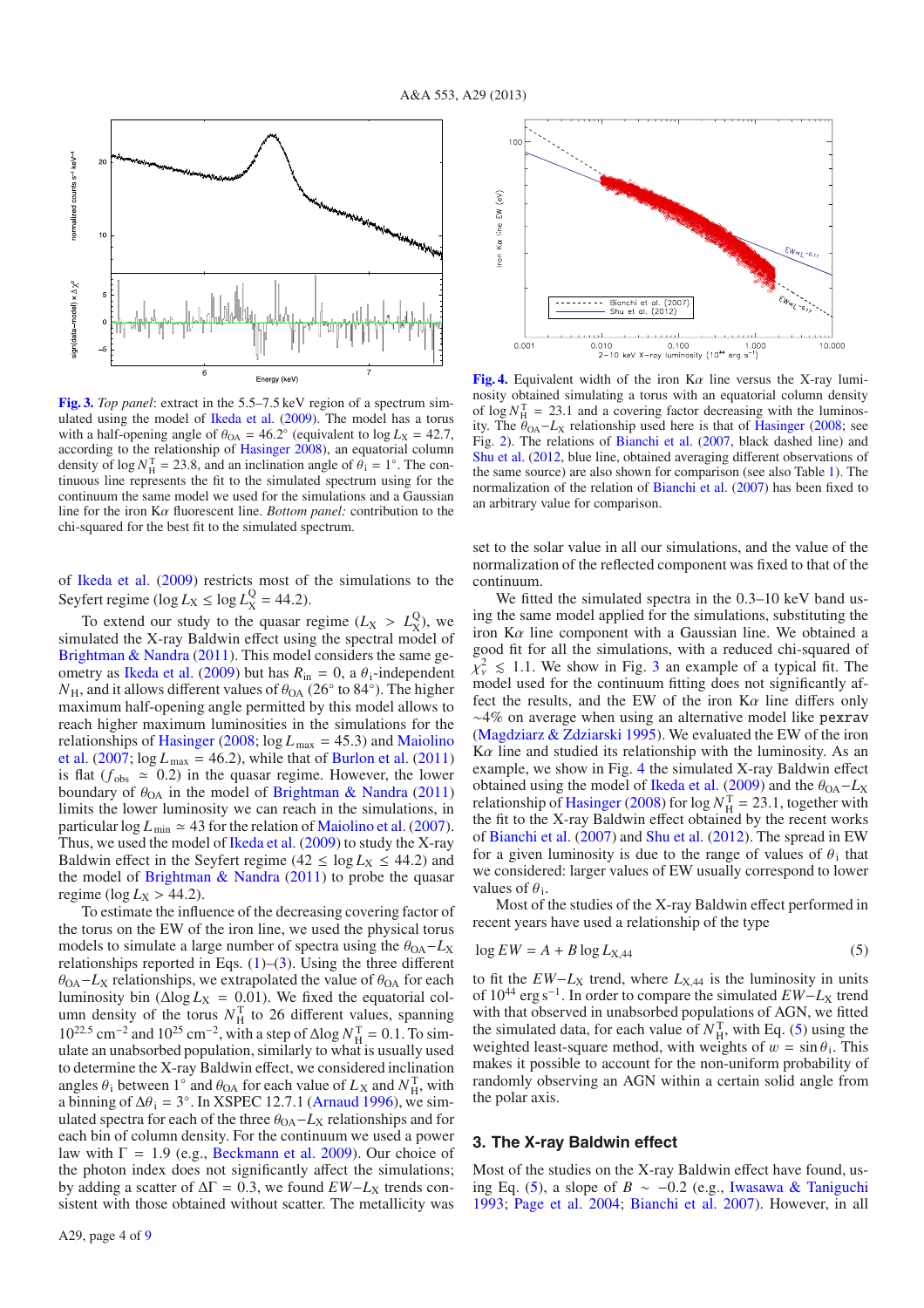**Fig. 3.** *Top panel*: extract in the 5.5–7.5 keV region of a spectrum simulated using the model of Ikeda et al. (2009). The model has a torus with a half-opening angle of $\theta_{OA} = 46.2°$ (equivalent to $\log L_X = 42.7$, according to the relationship of Hasinger 2008), an equatorial column density of $\log N_H^T = 23.8$, and an inclination angle of $\theta_i = 1°$. The continuous line represents the fit to the simulated spectrum using for the continuum the same model we used for the simulations and a Gaussian line for the iron K$\alpha$ fluorescent line. *Bottom panel:* contribution to the chi-squared for the best fit to the simulated spectrum.

**Fig. 4.** Equivalent width of the iron K$\alpha$ line versus the X-ray luminosity obtained simulating a torus with an equatorial column density of $\log N_H^T = 23.1$ and a covering factor decreasing with the luminosity. The $\theta_{OA}$–$L_X$ relationship used here is that of Hasinger (2008; see Fig. 2). The relations of Bianchi et al. (2007, black dashed line) and Shu et al. (2012, blue line, obtained averaging different observations of the same source) are also shown for comparison (see also Table 1). The normalization of the relation of Bianchi et al. (2007) has been fixed to an arbitrary value for comparison.

of Ikeda et al. (2009) restricts most of the simulations to the Seyfert regime ($\log L_X \leq \log L_X^Q = 44.2$).

To extend our study to the quasar regime ($L_X > L_X^Q$), we simulated the X-ray Baldwin effect using the spectral model of Brightman & Nandra (2011). This model considers the same geometry as Ikeda et al. (2009) but has $R_{in} = 0$, a $\theta_i$-independent $N_H$, and it allows different values of $\theta_{OA}$ (26° to 84°). The higher maximum half-opening angle permitted by this model allows to reach higher maximum luminosities in the simulations for the relationships of Hasinger (2008; $\log L_{max} = 45.3$) and Maiolino et al. (2007; $\log L_{max} = 46.2$), while that of Burlon et al. (2011) is flat ($f_{obs} \simeq 0.2$) in the quasar regime. However, the lower boundary of $\theta_{OA}$ in the model of Brightman & Nandra (2011) limits the lower luminosity we can reach in the simulations, in particular $\log L_{min} \simeq 43$ for the relation of Maiolino et al. (2007). Thus, we used the model of Ikeda et al. (2009) to study the X-ray Baldwin effect in the Seyfert regime ($42 \leq \log L_X \leq 44.2$) and the model of Brightman & Nandra (2011) to probe the quasar regime ($\log L_X > 44.2$).

To estimate the influence of the decreasing covering factor of the torus on the EW of the iron line, we used the physical torus models to simulate a large number of spectra using the $\theta_{OA}$–$L_X$ relationships reported in Eqs. (1)–(3). Using the three different $\theta_{OA}$–$L_X$ relationships, we extrapolated the value of $\theta_{OA}$ for each luminosity bin ($\Delta \log L_X = 0.01$). We fixed the equatorial column density of the torus $N_H^T$ to 26 different values, spanning $10^{22.5}$ cm$^{-2}$ and $10^{25}$ cm$^{-2}$, with a step of $\Delta \log N_H^T = 0.1$. To simulate an unabsorbed population, similarly to what is usually used to determine the X-ray Baldwin effect, we considered inclination angles $\theta_i$ between 1° and $\theta_{OA}$ for each value of $L_X$ and $N_H^T$, with a binning of $\Delta\theta_i = 3°$. In XSPEC 12.7.1 (Arnaud 1996), we simulated spectra for each of the three $\theta_{OA}$–$L_X$ relationships and for each bin of column density. For the continuum we used a power law with $\Gamma = 1.9$ (e.g., Beckmann et al. 2009). Our choice of the photon index does not significantly affect the simulations; by adding a scatter of $\Delta\Gamma = 0.3$, we found $EW$–$L_X$ trends consistent with those obtained without scatter. The metallicity was set to the solar value in all our simulations, and the value of the normalization of the reflected component was fixed to that of the continuum.

We fitted the simulated spectra in the 0.3–10 keV band using the same model applied for the simulations, substituting the iron K$\alpha$ line component with a Gaussian line. We obtained a good fit for all the simulations, with a reduced chi-squared of $\chi^2_\nu \lesssim 1.1$. We show in Fig. 3 an example of a typical fit. The model used for the continuum fitting does not significantly affect the results, and the EW of the iron K$\alpha$ line differs only ~4% on average when using an alternative model like pexrav (Magdziarz & Zdziarski 1995). We evaluated the EW of the iron K$\alpha$ line and studied its relationship with the luminosity. As an example, we show in Fig. 4 the simulated X-ray Baldwin effect obtained using the model of Ikeda et al. (2009) and the $\theta_{OA}$–$L_X$ relationship of Hasinger (2008) for $\log N_H^T = 23.1$, together with the fit to the X-ray Baldwin effect obtained by the recent works of Bianchi et al. (2007) and Shu et al. (2012). The spread in EW for a given luminosity is due to the range of values of $\theta_i$ that we considered: larger values of EW usually correspond to lower values of $\theta_i$.

Most of the studies of the X-ray Baldwin effect performed in recent years have used a relationship of the type

$$\log EW = A + B \log L_{X,44} \tag{5}$$

to fit the $EW$–$L_X$ trend, where $L_{X,44}$ is the luminosity in units of $10^{44}$ erg s$^{-1}$. In order to compare the simulated $EW$–$L_X$ trend with that observed in unabsorbed populations of AGN, we fitted the simulated data, for each value of $N_H^T$, with Eq. (5) using the weighted least-square method, with weights of $w = \sin\theta_i$. This makes it possible to account for the non-uniform probability of randomly observing an AGN within a certain solid angle from the polar axis.

## 3. The X-ray Baldwin effect

Most of the studies on the X-ray Baldwin effect have found, using Eq. (5), a slope of $B \sim -0.2$ (e.g., Iwasawa & Taniguchi 1993; Page et al. 2004; Bianchi et al. 2007). However, in all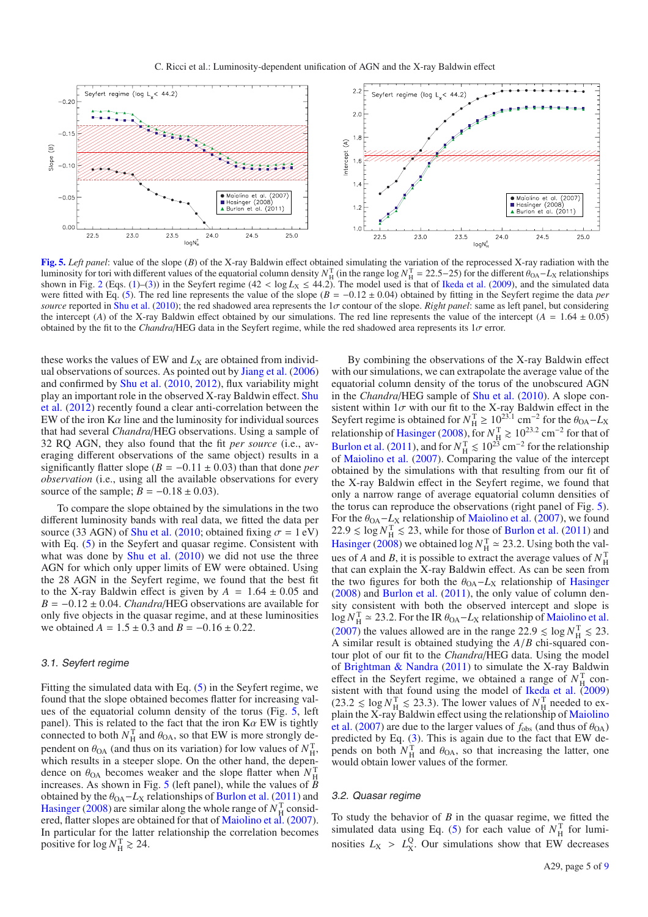**Fig. 5.** *Left panel*: value of the slope ($B$) of the X-ray Baldwin effect obtained simulating the variation of the reprocessed X-ray radiation with the luminosity for tori with different values of the equatorial column density $N_{\rm H}^{\rm T}$ (in the range $\log N_{\rm H}^{\rm T} = 22.5$–$25$) for the different $\theta_{\rm OA}$–$L_{\rm X}$ relationships shown in Fig. 2 (Eqs. (1)–(3)) in the Seyfert regime ($42 < \log L_{\rm X} \leq 44.2$). The model used is that of Ikeda et al. (2009), and the simulated data were fitted with Eq. (5). The red line represents the value of the slope ($B = -0.12 \pm 0.04$) obtained by fitting in the Seyfert regime the data *per source* reported in Shu et al. (2010); the red shadowed area represents the 1$\sigma$ contour of the slope. *Right panel*: same as left panel, but considering the intercept ($A$) of the X-ray Baldwin effect obtained by our simulations. The red line represents the value of the intercept ($A = 1.64 \pm 0.05$) obtained by the fit to the *Chandra*/HEG data in the Seyfert regime, while the red shadowed area represents its 1$\sigma$ error.

these works the values of EW and $L_{\rm X}$ are obtained from individual observations of sources. As pointed out by Jiang et al. (2006) and confirmed by Shu et al. (2010, 2012), flux variability might play an important role in the observed X-ray Baldwin effect. Shu et al. (2012) recently found a clear anti-correlation between the EW of the iron K$\alpha$ line and the luminosity for individual sources that had several *Chandra*/HEG observations. Using a sample of 32 RQ AGN, they also found that the fit *per source* (i.e., averaging different observations of the same object) results in a significantly flatter slope ($B = -0.11 \pm 0.03$) than that done *per observation* (i.e., using all the available observations for every source of the sample; $B = -0.18 \pm 0.03$).

To compare the slope obtained by the simulations in the two different luminosity bands with real data, we fitted the data per source (33 AGN) of Shu et al. (2010; obtained fixing $\sigma = 1$ eV) with Eq. (5) in the Seyfert and quasar regime. Consistent with what was done by Shu et al. (2010) we did not use the three AGN for which only upper limits of EW were obtained. Using the 28 AGN in the Seyfert regime, we found that the best fit to the X-ray Baldwin effect is given by $A = 1.64 \pm 0.05$ and $B = -0.12 \pm 0.04$. *Chandra*/HEG observations are available for only five objects in the quasar regime, and at these luminosities we obtained $A = 1.5 \pm 0.3$ and $B = -0.16 \pm 0.22$.

### 3.1. Seyfert regime

Fitting the simulated data with Eq. (5) in the Seyfert regime, we found that the slope obtained becomes flatter for increasing values of the equatorial column density of the torus (Fig. 5, left panel). This is related to the fact that the iron K$\alpha$ EW is tightly connected to both $N_{\rm H}^{\rm T}$ and $\theta_{\rm OA}$, so that EW is more strongly dependent on $\theta_{\rm OA}$ (and thus on its variation) for low values of $N_{\rm H}^{\rm T}$, which results in a steeper slope. On the other hand, the dependence on $\theta_{\rm OA}$ becomes weaker and the slope flatter when $N_{\rm H}^{\rm T}$ increases. As shown in Fig. 5 (left panel), while the values of $B$ obtained by the $\theta_{\rm OA}$–$L_{\rm X}$ relationships of Burlon et al. (2011) and Hasinger (2008) are similar along the whole range of $N_{\rm H}^{\rm T}$ considered, flatter slopes are obtained for that of Maiolino et al. (2007). In particular for the latter relationship the correlation becomes positive for $\log N_{\rm H}^{\rm T} \gtrsim 24$.

By combining the observations of the X-ray Baldwin effect with our simulations, we can extrapolate the average value of the equatorial column density of the torus of the unobscured AGN in the *Chandra*/HEG sample of Shu et al. (2010). A slope consistent within 1$\sigma$ with our fit to the X-ray Baldwin effect in the Seyfert regime is obtained for $N_{\rm H}^{\rm T} \geq 10^{23.1}$ cm$^{-2}$ for the $\theta_{\rm OA}$–$L_{\rm X}$ relationship of Hasinger (2008), for $N_{\rm H}^{\rm T} \gtrsim 10^{23.2}$ cm$^{-2}$ for that of Burlon et al. (2011), and for $N_{\rm H}^{\rm T} \lesssim 10^{23}$ cm$^{-2}$ for the relationship of Maiolino et al. (2007). Comparing the value of the intercept obtained by the simulations with that resulting from our fit of the X-ray Baldwin effect in the Seyfert regime, we found that only a narrow range of average equatorial column densities of the torus can reproduce the observations (right panel of Fig. 5). For the $\theta_{\rm OA}$–$L_{\rm X}$ relationship of Maiolino et al. (2007), we found $22.9 \lesssim \log N_{\rm H}^{\rm T} \lesssim 23$, while for those of Burlon et al. (2011) and Hasinger (2008) we obtained $\log N_{\rm H}^{\rm T} \simeq 23.2$. Using both the values of $A$ and $B$, it is possible to extract the average values of $N_{\rm H}^{\rm T}$ that can explain the X-ray Baldwin effect. As can be seen from the two figures for both the $\theta_{\rm OA}$–$L_{\rm X}$ relationship of Hasinger (2008) and Burlon et al. (2011), the only value of column density consistent with both the observed intercept and slope is $\log N_{\rm H}^{\rm T} \simeq 23.2$. For the IR $\theta_{\rm OA}$–$L_{\rm X}$ relationship of Maiolino et al. (2007) the values allowed are in the range $22.9 \lesssim \log N_{\rm H}^{\rm T} \lesssim 23$. A similar result is obtained studying the $A/B$ chi-squared contour plot of our fit to the *Chandra*/HEG data. Using the model of Brightman & Nandra (2011) to simulate the X-ray Baldwin effect in the Seyfert regime, we obtained a range of $N_{\rm H}^{\rm T}$ consistent with that found using the model of Ikeda et al. (2009) ($23.2 \lesssim \log N_{\rm H}^{\rm T} \lesssim 23.3$). The lower values of $N_{\rm H}^{\rm T}$ needed to explain the X-ray Baldwin effect using the relationship of Maiolino et al. (2007) are due to the larger values of $f_{\rm obs}$ (and thus of $\theta_{\rm OA}$) predicted by Eq. (3). This is again due to the fact that EW depends on both $N_{\rm H}^{\rm T}$ and $\theta_{\rm OA}$, so that increasing the latter, one would obtain lower values of the former.

### 3.2. Quasar regime

To study the behavior of $B$ in the quasar regime, we fitted the simulated data using Eq. (5) for each value of $N_{\rm H}^{\rm T}$ for luminosities $L_{\rm X} > L_{\rm X}^{\rm Q}$. Our simulations show that EW decreases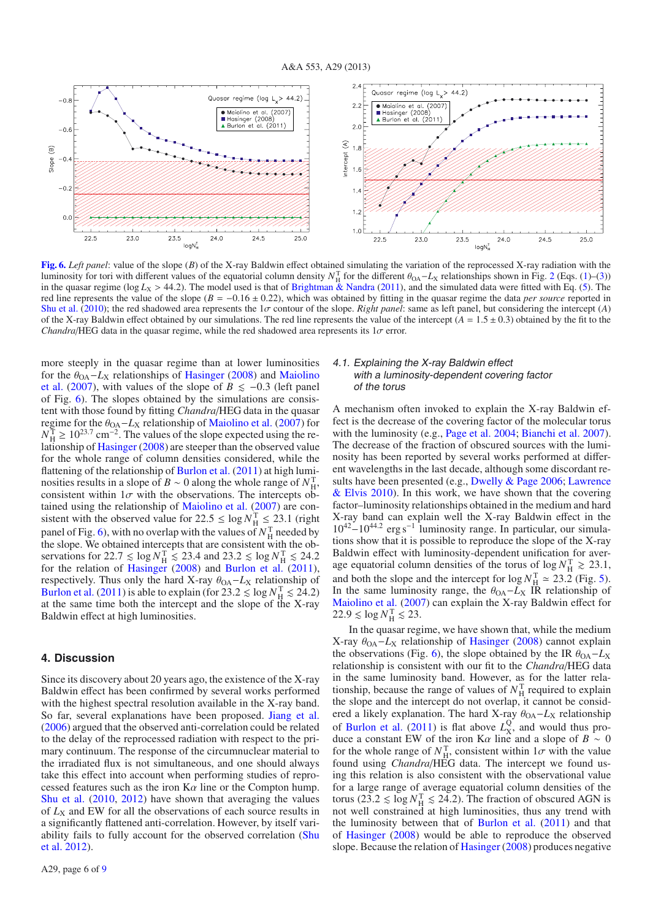**Fig. 6.** *Left panel*: value of the slope ($B$) of the X-ray Baldwin effect obtained simulating the variation of the reprocessed X-ray radiation with the luminosity for tori with different values of the equatorial column density $N_{\rm H}^{\rm T}$ for the different $\theta_{\rm OA}-L_{\rm X}$ relationships shown in Fig. 2 (Eqs. (1)–(3)) in the quasar regime ($\log L_{\rm X} > 44.2$). The model used is that of Brightman & Nandra (2011), and the simulated data were fitted with Eq. (5). The red line represents the value of the slope ($B = -0.16 \pm 0.22$), which was obtained by fitting in the quasar regime the data *per source* reported in Shu et al. (2010); the red shadowed area represents the $1\sigma$ contour of the slope. *Right panel*: same as left panel, but considering the intercept ($A$) of the X-ray Baldwin effect obtained by our simulations. The red line represents the value of the intercept ($A = 1.5 \pm 0.3$) obtained by the fit to the *Chandra*/HEG data in the quasar regime, while the red shadowed area represents its $1\sigma$ error.

more steeply in the quasar regime than at lower luminosities for the $\theta_{\rm OA}-L_{\rm X}$ relationships of Hasinger (2008) and Maiolino et al. (2007), with values of the slope of $B \lesssim -0.3$ (left panel of Fig. 6). The slopes obtained by the simulations are consistent with those found by fitting *Chandra*/HEG data in the quasar regime for the $\theta_{\rm OA}-L_{\rm X}$ relationship of Maiolino et al. (2007) for $N_{\rm H}^{\rm T} \geq 10^{23.7}$ cm$^{-2}$. The values of the slope expected using the relationship of Hasinger (2008) are steeper than the observed value for the whole range of column densities considered, while the flattening of the relationship of Burlon et al. (2011) at high luminosities results in a slope of $B \sim 0$ along the whole range of $N_{\rm H}^{\rm T}$, consistent within $1\sigma$ with the observations. The intercepts obtained using the relationship of Maiolino et al. (2007) are consistent with the observed value for $22.5 \leq \log N_{\rm H}^{\rm T} \lesssim 23.1$ (right panel of Fig. 6), with no overlap with the values of $N_{\rm H}^{\rm T}$ needed by the slope. We obtained intercepts that are consistent with the observations for $22.7 \lesssim \log N_{\rm H}^{\rm T} \lesssim 23.4$ and $23.2 \lesssim \log N_{\rm H}^{\rm T} \lesssim 24.2$ for the relation of Hasinger (2008) and Burlon et al. (2011), respectively. Thus only the hard X-ray $\theta_{\rm OA}-L_{\rm X}$ relationship of Burlon et al. (2011) is able to explain (for $23.2 \lesssim \log N_{\rm H}^{\rm T} \lesssim 24.2$) at the same time both the intercept and the slope of the X-ray Baldwin effect at high luminosities.

## 4. Discussion

Since its discovery about 20 years ago, the existence of the X-ray Baldwin effect has been confirmed by several works performed with the highest spectral resolution available in the X-ray band. So far, several explanations have been proposed. Jiang et al. (2006) argued that the observed anti-correlation could be related to the delay of the reprocessed radiation with respect to the primary continuum. The response of the circumnuclear material to the irradiated flux is not simultaneous, and one should always take this effect into account when performing studies of reprocessed features such as the iron K$\alpha$ line or the Compton hump. Shu et al. (2010, 2012) have shown that averaging the values of $L_{\rm X}$ and EW for all the observations of each source results in a significantly flattened anti-correlation. However, by itself variability fails to fully account for the observed correlation (Shu et al. 2012).

### 4.1. Explaining the X-ray Baldwin effect with a luminosity-dependent covering factor of the torus

A mechanism often invoked to explain the X-ray Baldwin effect is the decrease of the covering factor of the molecular torus with the luminosity (e.g., Page et al. 2004; Bianchi et al. 2007). The decrease of the fraction of obscured sources with the luminosity has been reported by several works performed at different wavelengths in the last decade, although some discordant results have been presented (e.g., Dwelly & Page 2006; Lawrence & Elvis 2010). In this work, we have shown that the covering factor–luminosity relationships obtained in the medium and hard X-ray band can explain well the X-ray Baldwin effect in the $10^{42}$–$10^{44.2}$ erg s$^{-1}$ luminosity range. In particular, our simulations show that it is possible to reproduce the slope of the X-ray Baldwin effect with luminosity-dependent unification for average equatorial column densities of the torus of $\log N_{\rm H}^{\rm T} \gtrsim 23.1$, and both the slope and the intercept for $\log N_{\rm H}^{\rm T} \simeq 23.2$ (Fig. 5). In the same luminosity range, the $\theta_{\rm OA}-L_{\rm X}$ IR relationship of Maiolino et al. (2007) can explain the X-ray Baldwin effect for $22.9 \lesssim \log N_{\rm H}^{\rm T} \lesssim 23$.

In the quasar regime, we have shown that, while the medium X-ray $\theta_{\rm OA}-L_{\rm X}$ relationship of Hasinger (2008) cannot explain the observations (Fig. 6), the slope obtained by the IR $\theta_{\rm OA}-L_{\rm X}$ relationship is consistent with our fit to the *Chandra*/HEG data in the same luminosity band. However, as for the latter relationship, because the range of values of $N_{\rm H}^{\rm T}$ required to explain the slope and the intercept do not overlap, it cannot be considered a likely explanation. The hard X-ray $\theta_{\rm OA}-L_{\rm X}$ relationship of Burlon et al. (2011) is flat above $L_{\rm X}^{\rm Q}$, and would thus produce a constant EW of the iron K$\alpha$ line and a slope of $B \sim 0$ for the whole range of $N_{\rm H}^{\rm T}$, consistent within $1\sigma$ with the value found using *Chandra*/HEG data. The intercept we found using this relation is also consistent with the observational value for a large range of average equatorial column densities of the torus ($23.2 \lesssim \log N_{\rm H}^{\rm T} \lesssim 24.2$). The fraction of obscured AGN is not well constrained at high luminosities, thus any trend with the luminosity between that of Burlon et al. (2011) and that of Hasinger (2008) would be able to reproduce the observed slope. Because the relation of Hasinger (2008) produces negative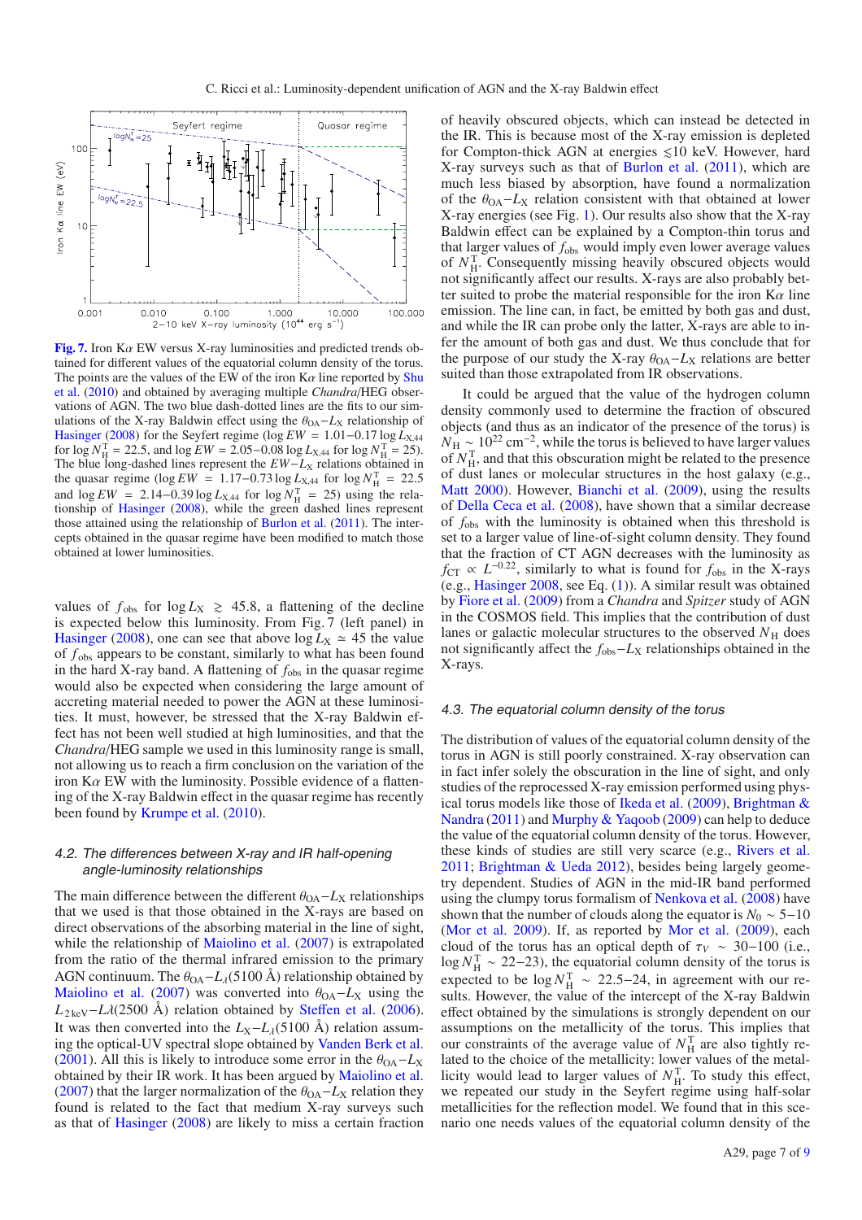**Fig. 7.** Iron K$\alpha$ EW versus X-ray luminosities and predicted trends obtained for different values of the equatorial column density of the torus. The points are the values of the EW of the iron K$\alpha$ line reported by Shu et al. (2010) and obtained by averaging multiple *Chandra*/HEG observations of AGN. The two blue dash-dotted lines are the fits to our simulations of the X-ray Baldwin effect using the $\theta_{\rm OA}$–$L_{\rm X}$ relationship of Hasinger (2008) for the Seyfert regime ($\log EW = 1.01{-}0.17 \log L_{\rm X,44}$ for $\log N_{\rm H}^{\rm T} = 22.5$, and $\log EW = 2.05{-}0.08 \log L_{\rm X,44}$ for $\log N_{\rm H}^{\rm T} = 25$). The blue long-dashed lines represent the $EW$–$L_{\rm X}$ relations obtained in the quasar regime ($\log EW = 1.17{-}0.73 \log L_{\rm X,44}$ for $\log N_{\rm H}^{\rm T} = 22.5$ and $\log EW = 2.14{-}0.39 \log L_{\rm X,44}$ for $\log N_{\rm H}^{\rm T} = 25$) using the relationship of Hasinger (2008), while the green dashed lines represent those attained using the relationship of Burlon et al. (2011). The intercepts obtained in the quasar regime have been modified to match those obtained at lower luminosities.

values of $f_{\rm obs}$ for $\log L_{\rm X} \gtrsim 45.8$, a flattening of the decline is expected below this luminosity. From Fig. 7 (left panel) in Hasinger (2008), one can see that above $\log L_{\rm X} \simeq 45$ the value of $f_{\rm obs}$ appears to be constant, similarly to what has been found in the hard X-ray band. A flattening of $f_{\rm obs}$ in the quasar regime would also be expected when considering the large amount of accreting material needed to power the AGN at these luminosities. It must, however, be stressed that the X-ray Baldwin effect has not been well studied at high luminosities, and that the *Chandra*/HEG sample we used in this luminosity range is small, not allowing us to reach a firm conclusion on the variation of the iron K$\alpha$ EW with the luminosity. Possible evidence of a flattening of the X-ray Baldwin effect in the quasar regime has recently been found by Krumpe et al. (2010).

### 4.2. The differences between X-ray and IR half-opening angle-luminosity relationships

The main difference between the different $\theta_{\rm OA}$–$L_{\rm X}$ relationships that we used is that those obtained in the X-rays are based on direct observations of the absorbing material in the line of sight, while the relationship of Maiolino et al. (2007) is extrapolated from the ratio of the thermal infrared emission to the primary AGN continuum. The $\theta_{\rm OA}$–$L_{\lambda}$(5100 Å) relationship obtained by Maiolino et al. (2007) was converted into $\theta_{\rm OA}$–$L_{\rm X}$ using the $L_{\rm 2\,keV}$–$L\lambda$(2500 Å) relation obtained by Steffen et al. (2006). It was then converted into the $L_{\rm X}$–$L_{\lambda}$(5100 Å) relation assuming the optical-UV spectral slope obtained by Vanden Berk et al. (2001). All this is likely to introduce some error in the $\theta_{\rm OA}$–$L_{\rm X}$ obtained by their IR work. It has been argued by Maiolino et al. (2007) that the larger normalization of the $\theta_{\rm OA}$–$L_{\rm X}$ relation they found is related to the fact that medium X-ray surveys such as that of Hasinger (2008) are likely to miss a certain fraction of heavily obscured objects, which can instead be detected in the IR. This is because most of the X-ray emission is depleted for Compton-thick AGN at energies $\lesssim$10 keV. However, hard X-ray surveys such as that of Burlon et al. (2011), which are much less biased by absorption, have found a normalization of the $\theta_{\rm OA}$–$L_{\rm X}$ relation consistent with that obtained at lower X-ray energies (see Fig. 1). Our results also show that the X-ray Baldwin effect can be explained by a Compton-thin torus and that larger values of $f_{\rm obs}$ would imply even lower average values of $N_{\rm H}^{\rm T}$. Consequently missing heavily obscured objects would not significantly affect our results. X-rays are also probably better suited to probe the material responsible for the iron K$\alpha$ line emission. The line can, in fact, be emitted by both gas and dust, and while the IR can probe only the latter, X-rays are able to infer the amount of both gas and dust. We thus conclude that for the purpose of our study the X-ray $\theta_{\rm OA}$–$L_{\rm X}$ relations are better suited than those extrapolated from IR observations.

It could be argued that the value of the hydrogen column density commonly used to determine the fraction of obscured objects (and thus as an indicator of the presence of the torus) is $N_{\rm H} \sim 10^{22}$ cm$^{-2}$, while the torus is believed to have larger values of $N_{\rm H}^{\rm T}$, and that this obscuration might be related to the presence of dust lanes or molecular structures in the host galaxy (e.g., Matt 2000). However, Bianchi et al. (2009), using the results of Della Ceca et al. (2008), have shown that a similar decrease of $f_{\rm obs}$ with the luminosity is obtained when this threshold is set to a larger value of line-of-sight column density. They found that the fraction of CT AGN decreases with the luminosity as $f_{\rm CT} \propto L^{-0.22}$, similarly to what is found for $f_{\rm obs}$ in the X-rays (e.g., Hasinger 2008, see Eq. (1)). A similar result was obtained by Fiore et al. (2009) from a *Chandra* and *Spitzer* study of AGN in the COSMOS field. This implies that the contribution of dust lanes or galactic molecular structures to the observed $N_{\rm H}$ does not significantly affect the $f_{\rm obs}$–$L_{\rm X}$ relationships obtained in the X-rays.

### 4.3. The equatorial column density of the torus

The distribution of values of the equatorial column density of the torus in AGN is still poorly constrained. X-ray observation can in fact infer solely the obscuration in the line of sight, and only studies of the reprocessed X-ray emission performed using physical torus models like those of Ikeda et al. (2009), Brightman & Nandra (2011) and Murphy & Yaqoob (2009) can help to deduce the value of the equatorial column density of the torus. However, these kinds of studies are still very scarce (e.g., Rivers et al. 2011; Brightman & Ueda 2012), besides being largely geometry dependent. Studies of AGN in the mid-IR band performed using the clumpy torus formalism of Nenkova et al. (2008) have shown that the number of clouds along the equator is $N_0 \sim 5{-}10$ (Mor et al. 2009). If, as reported by Mor et al. (2009), each cloud of the torus has an optical depth of $\tau_V \sim 30{-}100$ (i.e., $\log N_{\rm H}^{\rm T} \sim 22{-}23$), the equatorial column density of the torus is expected to be $\log N_{\rm H}^{\rm T} \sim 22.5{-}24$, in agreement with our results. However, the value of the intercept of the X-ray Baldwin effect obtained by the simulations is strongly dependent on our assumptions on the metallicity of the torus. This implies that our constraints of the average value of $N_{\rm H}^{\rm T}$ are also tightly related to the choice of the metallicity: lower values of the metallicity would lead to larger values of $N_{\rm H}^{\rm T}$. To study this effect, we repeated our study in the Seyfert regime using half-solar metallicities for the reflection model. We found that in this scenario one needs values of the equatorial column density of the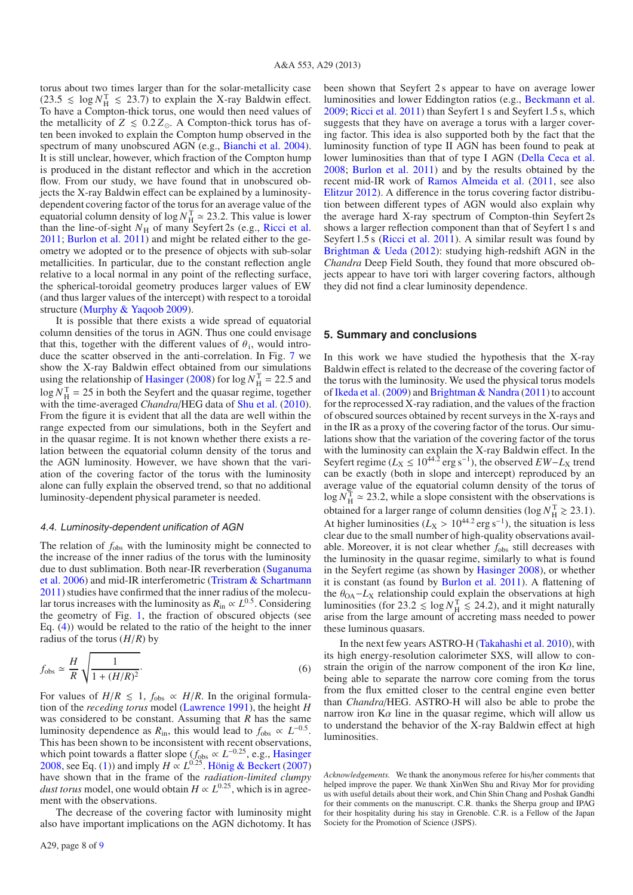torus about two times larger than for the solar-metallicity case ($23.5 \lesssim \log N_{\rm H}^{\rm T} \lesssim 23.7$) to explain the X-ray Baldwin effect. To have a Compton-thick torus, one would then need values of the metallicity of $Z \lesssim 0.2\,Z_{\odot}$. A Compton-thick torus has often been invoked to explain the Compton hump observed in the spectrum of many unobscured AGN (e.g., Bianchi et al. 2004). It is still unclear, however, which fraction of the Compton hump is produced in the distant reflector and which in the accretion flow. From our study, we have found that in unobscured objects the X-ray Baldwin effect can be explained by a luminosity-dependent covering factor of the torus for an average value of the equatorial column density of $\log N_{\rm H}^{\rm T} \simeq 23.2$. This value is lower than the line-of-sight $N_{\rm H}$ of many Seyfert 2s (e.g., Ricci et al. 2011; Burlon et al. 2011) and might be related either to the geometry we adopted or to the presence of objects with sub-solar metallicities. In particular, due to the constant reflection angle relative to a local normal in any point of the reflecting surface, the spherical-toroidal geometry produces larger values of EW (and thus larger values of the intercept) with respect to a toroidal structure (Murphy & Yaqoob 2009).

It is possible that there exists a wide spread of equatorial column densities of the torus in AGN. Thus one could envisage that this, together with the different values of $\theta_{\rm i}$, would introduce the scatter observed in the anti-correlation. In Fig. 7 we show the X-ray Baldwin effect obtained from our simulations using the relationship of Hasinger (2008) for $\log N_{\rm H}^{\rm T} = 22.5$ and $\log N_{\rm H}^{\rm T} = 25$ in both the Seyfert and the quasar regime, together with the time-averaged *Chandra*/HEG data of Shu et al. (2010). From the figure it is evident that all the data are well within the range expected from our simulations, both in the Seyfert and in the quasar regime. It is not known whether there exists a relation between the equatorial column density of the torus and the AGN luminosity. However, we have shown that the variation of the covering factor of the torus with the luminosity alone can fully explain the observed trend, so that no additional luminosity-dependent physical parameter is needed.

### 4.4. Luminosity-dependent unification of AGN

The relation of $f_{\rm obs}$ with the luminosity might be connected to the increase of the inner radius of the torus with the luminosity due to dust sublimation. Both near-IR reverberation (Suganuma et al. 2006) and mid-IR interferometric (Tristram & Schartmann 2011) studies have confirmed that the inner radius of the molecular torus increases with the luminosity as $R_{\rm in} \propto L^{0.5}$. Considering the geometry of Fig. 1, the fraction of obscured objects (see Eq. (4)) would be related to the ratio of the height to the inner radius of the torus ($H/R$) by

$$f_{\rm obs} \simeq \frac{H}{R}\sqrt{\frac{1}{1+(H/R)^2}}. \tag{6}$$

For values of $H/R \lesssim 1$, $f_{\rm obs} \propto H/R$. In the original formulation of the *receding torus* model (Lawrence 1991), the height $H$ was considered to be constant. Assuming that $R$ has the same luminosity dependence as $R_{\rm in}$, this would lead to $f_{\rm obs} \propto L^{-0.5}$. This has been shown to be inconsistent with recent observations, which point towards a flatter slope ($f_{\rm obs} \propto L^{-0.25}$, e.g., Hasinger 2008, see Eq. (1)) and imply $H \propto L^{0.25}$. Hönig & Beckert (2007) have shown that in the frame of the *radiation-limited clumpy dust torus* model, one would obtain $H \propto L^{0.25}$, which is in agreement with the observations.

The decrease of the covering factor with luminosity might also have important implications on the AGN dichotomy. It has been shown that Seyfert 2 s appear to have on average lower luminosities and lower Eddington ratios (e.g., Beckmann et al. 2009; Ricci et al. 2011) than Seyfert 1 s and Seyfert 1.5 s, which suggests that they have on average a torus with a larger covering factor. This idea is also supported both by the fact that the luminosity function of type II AGN has been found to peak at lower luminosities than that of type I AGN (Della Ceca et al. 2008; Burlon et al. 2011) and by the results obtained by the recent mid-IR work of Ramos Almeida et al. (2011, see also Elitzur 2012). A difference in the torus covering factor distribution between different types of AGN would also explain why the average hard X-ray spectrum of Compton-thin Seyfert 2s shows a larger reflection component than that of Seyfert 1 s and Seyfert 1.5 s (Ricci et al. 2011). A similar result was found by Brightman & Ueda (2012): studying high-redshift AGN in the *Chandra* Deep Field South, they found that more obscured objects appear to have tori with larger covering factors, although they did not find a clear luminosity dependence.

## 5. Summary and conclusions

In this work we have studied the hypothesis that the X-ray Baldwin effect is related to the decrease of the covering factor of the torus with the luminosity. We used the physical torus models of Ikeda et al. (2009) and Brightman & Nandra (2011) to account for the reprocessed X-ray radiation, and the values of the fraction of obscured sources obtained by recent surveys in the X-rays and in the IR as a proxy of the covering factor of the torus. Our simulations show that the variation of the covering factor of the torus with the luminosity can explain the X-ray Baldwin effect. In the Seyfert regime ($L_{\rm X} \leq 10^{44.2}\,{\rm erg\,s^{-1}}$), the observed $EW$–$L_{\rm X}$ trend can be exactly (both in slope and intercept) reproduced by an average value of the equatorial column density of the torus of $\log N_{\rm H}^{\rm T} \simeq 23.2$, while a slope consistent with the observations is obtained for a larger range of column densities ($\log N_{\rm H}^{\rm T} \gtrsim 23.1$). At higher luminosities ($L_{\rm X} > 10^{44.2}\,{\rm erg\,s^{-1}}$), the situation is less clear due to the small number of high-quality observations available. Moreover, it is not clear whether $f_{\rm obs}$ still decreases with the luminosity in the quasar regime, similarly to what is found in the Seyfert regime (as shown by Hasinger 2008), or whether it is constant (as found by Burlon et al. 2011). A flattening of the $\theta_{\rm OA}$–$L_{\rm X}$ relationship could explain the observations at high luminosities (for $23.2 \lesssim \log N_{\rm H}^{\rm T} \lesssim 24.2$), and it might naturally arise from the large amount of accreting mass needed to power these luminous quasars.

In the next few years ASTRO-H (Takahashi et al. 2010), with its high energy-resolution calorimeter SXS, will allow to constrain the origin of the narrow component of the iron K$\alpha$ line, being able to separate the narrow core coming from the torus from the flux emitted closer to the central engine even better than *Chandra*/HEG. ASTRO-H will also be able to probe the narrow iron K$\alpha$ line in the quasar regime, which will allow us to understand the behavior of the X-ray Baldwin effect at high luminosities.

*Acknowledgements.* We thank the anonymous referee for his/her comments that helped improve the paper. We thank XinWen Shu and Rivay Mor for providing us with useful details about their work, and Chin Shin Chang and Poshak Gandhi for their comments on the manuscript. C.R. thanks the Sherpa group and IPAG for their hospitality during his stay in Grenoble. C.R. is a Fellow of the Japan Society for the Promotion of Science (JSPS).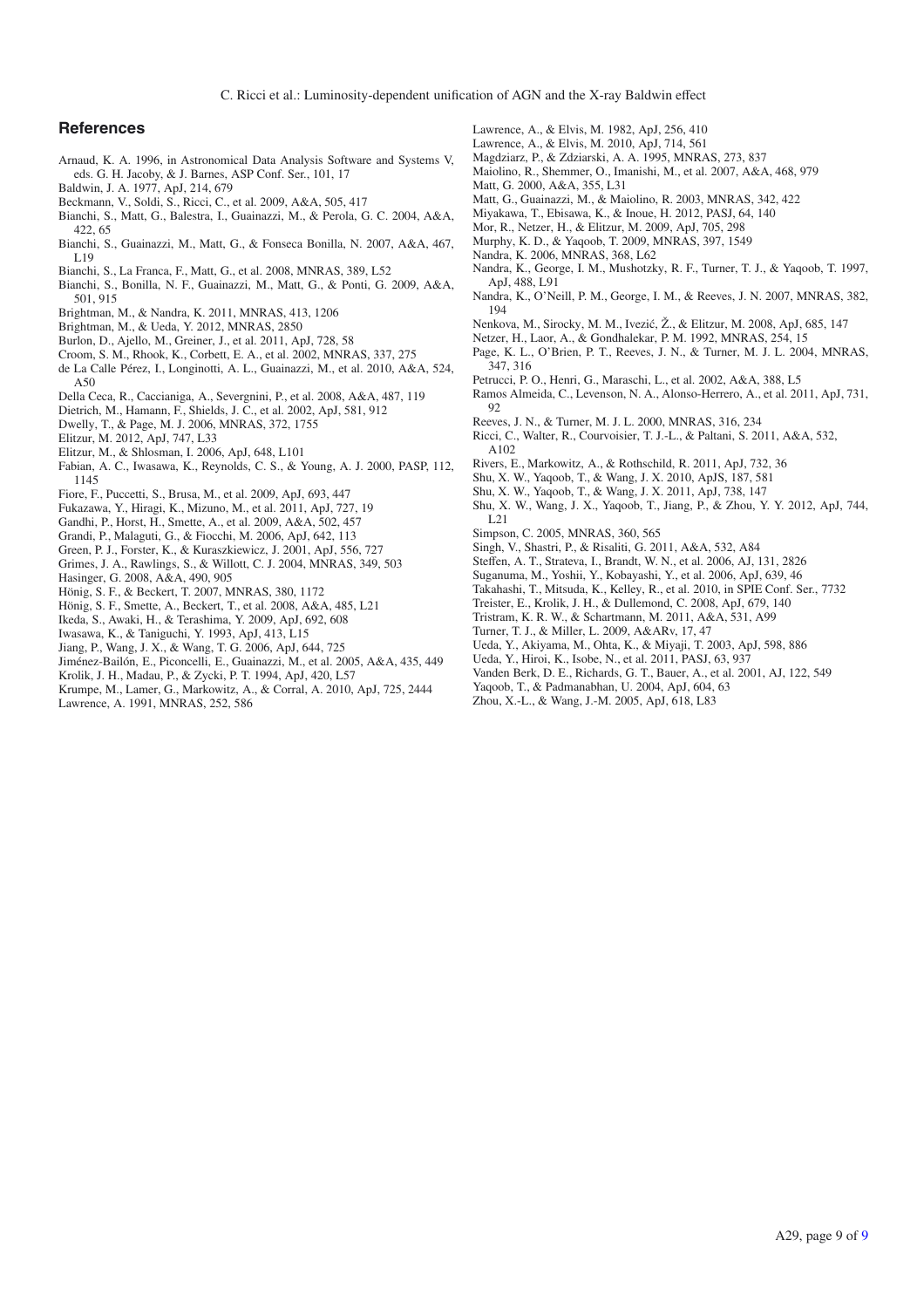## References

Arnaud, K. A. 1996, in Astronomical Data Analysis Software and Systems V, eds. G. H. Jacoby, & J. Barnes, ASP Conf. Ser., 101, 17

Baldwin, J. A. 1977, ApJ, 214, 679

Beckmann, V., Soldi, S., Ricci, C., et al. 2009, A&A, 505, 417

Bianchi, S., Matt, G., Balestra, I., Guainazzi, M., & Perola, G. C. 2004, A&A, 422, 65

Bianchi, S., Guainazzi, M., Matt, G., & Fonseca Bonilla, N. 2007, A&A, 467, L19

Bianchi, S., La Franca, F., Matt, G., et al. 2008, MNRAS, 389, L52

Bianchi, S., Bonilla, N. F., Guainazzi, M., Matt, G., & Ponti, G. 2009, A&A, 501, 915

Brightman, M., & Nandra, K. 2011, MNRAS, 413, 1206

Brightman, M., & Ueda, Y. 2012, MNRAS, 2850

Burlon, D., Ajello, M., Greiner, J., et al. 2011, ApJ, 728, 58

Croom, S. M., Rhook, K., Corbett, E. A., et al. 2002, MNRAS, 337, 275

de La Calle Pérez, I., Longinotti, A. L., Guainazzi, M., et al. 2010, A&A, 524, A50

Della Ceca, R., Caccianiga, A., Severgnini, P., et al. 2008, A&A, 487, 119

Dietrich, M., Hamann, F., Shields, J. C., et al. 2002, ApJ, 581, 912

Dwelly, T., & Page, M. J. 2006, MNRAS, 372, 1755

Elitzur, M. 2012, ApJ, 747, L33

Elitzur, M., & Shlosman, I. 2006, ApJ, 648, L101

Fabian, A. C., Iwasawa, K., Reynolds, C. S., & Young, A. J. 2000, PASP, 112, 1145

Fiore, F., Puccetti, S., Brusa, M., et al. 2009, ApJ, 693, 447

Fukazawa, Y., Hiragi, K., Mizuno, M., et al. 2011, ApJ, 727, 19

Gandhi, P., Horst, H., Smette, A., et al. 2009, A&A, 502, 457

Grandi, P., Malaguti, G., & Fiocchi, M. 2006, ApJ, 642, 113

Green, P. J., Forster, K., & Kuraszkiewicz, J. 2001, ApJ, 556, 727

Grimes, J. A., Rawlings, S., & Willott, C. J. 2004, MNRAS, 349, 503

Hasinger, G. 2008, A&A, 490, 905

Hönig, S. F., & Beckert, T. 2007, MNRAS, 380, 1172

Hönig, S. F., Smette, A., Beckert, T., et al. 2008, A&A, 485, L21

Ikeda, S., Awaki, H., & Terashima, Y. 2009, ApJ, 692, 608

Iwasawa, K., & Taniguchi, Y. 1993, ApJ, 413, L15

Jiang, P., Wang, J. X., & Wang, T. G. 2006, ApJ, 644, 725

Jiménez-Bailón, E., Piconcelli, E., Guainazzi, M., et al. 2005, A&A, 435, 449

Krolik, J. H., Madau, P., & Zycki, P. T. 1994, ApJ, 420, L57

Krumpe, M., Lamer, G., Markowitz, A., & Corral, A. 2010, ApJ, 725, 2444

Lawrence, A. 1991, MNRAS, 252, 586

Lawrence, A., & Elvis, M. 1982, ApJ, 256, 410

Lawrence, A., & Elvis, M. 2010, ApJ, 714, 561

Magdziarz, P., & Zdziarski, A. A. 1995, MNRAS, 273, 837

Maiolino, R., Shemmer, O., Imanishi, M., et al. 2007, A&A, 468, 979

Matt, G. 2000, A&A, 355, L31

Matt, G., Guainazzi, M., & Maiolino, R. 2003, MNRAS, 342, 422

Miyakawa, T., Ebisawa, K., & Inoue, H. 2012, PASJ, 64, 140

Mor, R., Netzer, H., & Elitzur, M. 2009, ApJ, 705, 298

Murphy, K. D., & Yaqoob, T. 2009, MNRAS, 397, 1549

Nandra, K. 2006, MNRAS, 368, L62

Nandra, K., George, I. M., Mushotzky, R. F., Turner, T. J., & Yaqoob, T. 1997, ApJ, 488, L91

Nandra, K., O'Neill, P. M., George, I. M., & Reeves, J. N. 2007, MNRAS, 382, 194

Nenkova, M., Sirocky, M. M., Ivezić, Ž., & Elitzur, M. 2008, ApJ, 685, 147

Netzer, H., Laor, A., & Gondhalekar, P. M. 1992, MNRAS, 254, 15

Page, K. L., O'Brien, P. T., Reeves, J. N., & Turner, M. J. L. 2004, MNRAS, 347, 316

Petrucci, P. O., Henri, G., Maraschi, L., et al. 2002, A&A, 388, L5

Ramos Almeida, C., Levenson, N. A., Alonso-Herrero, A., et al. 2011, ApJ, 731, 92

Reeves, J. N., & Turner, M. J. L. 2000, MNRAS, 316, 234

Ricci, C., Walter, R., Courvoisier, T. J.-L., & Paltani, S. 2011, A&A, 532, A102

Rivers, E., Markowitz, A., & Rothschild, R. 2011, ApJ, 732, 36

Shu, X. W., Yaqoob, T., & Wang, J. X. 2010, ApJS, 187, 581

Shu, X. W., Yaqoob, T., & Wang, J. X. 2011, ApJ, 738, 147

Shu, X. W., Wang, J. X., Yaqoob, T., Jiang, P., & Zhou, Y. Y. 2012, ApJ, 744, L21

Simpson, C. 2005, MNRAS, 360, 565

Singh, V., Shastri, P., & Risaliti, G. 2011, A&A, 532, A84

Steffen, A. T., Strateva, I., Brandt, W. N., et al. 2006, AJ, 131, 2826

Suganuma, M., Yoshii, Y., Kobayashi, Y., et al. 2006, ApJ, 639, 46

Takahashi, T., Mitsuda, K., Kelley, R., et al. 2010, in SPIE Conf. Ser., 7732

Treister, E., Krolik, J. H., & Dullemond, C. 2008, ApJ, 679, 140

Tristram, K. R. W., & Schartmann, M. 2011, A&A, 531, A99

Turner, T. J., & Miller, L. 2009, A&ARv, 17, 47

Ueda, Y., Akiyama, M., Ohta, K., & Miyaji, T. 2003, ApJ, 598, 886

Ueda, Y., Hiroi, K., Isobe, N., et al. 2011, PASJ, 63, 937

Vanden Berk, D. E., Richards, G. T., Bauer, A., et al. 2001, AJ, 122, 549

Yaqoob, T., & Padmanabhan, U. 2004, ApJ, 604, 63

Zhou, X.-L., & Wang, J.-M. 2005, ApJ, 618, L83